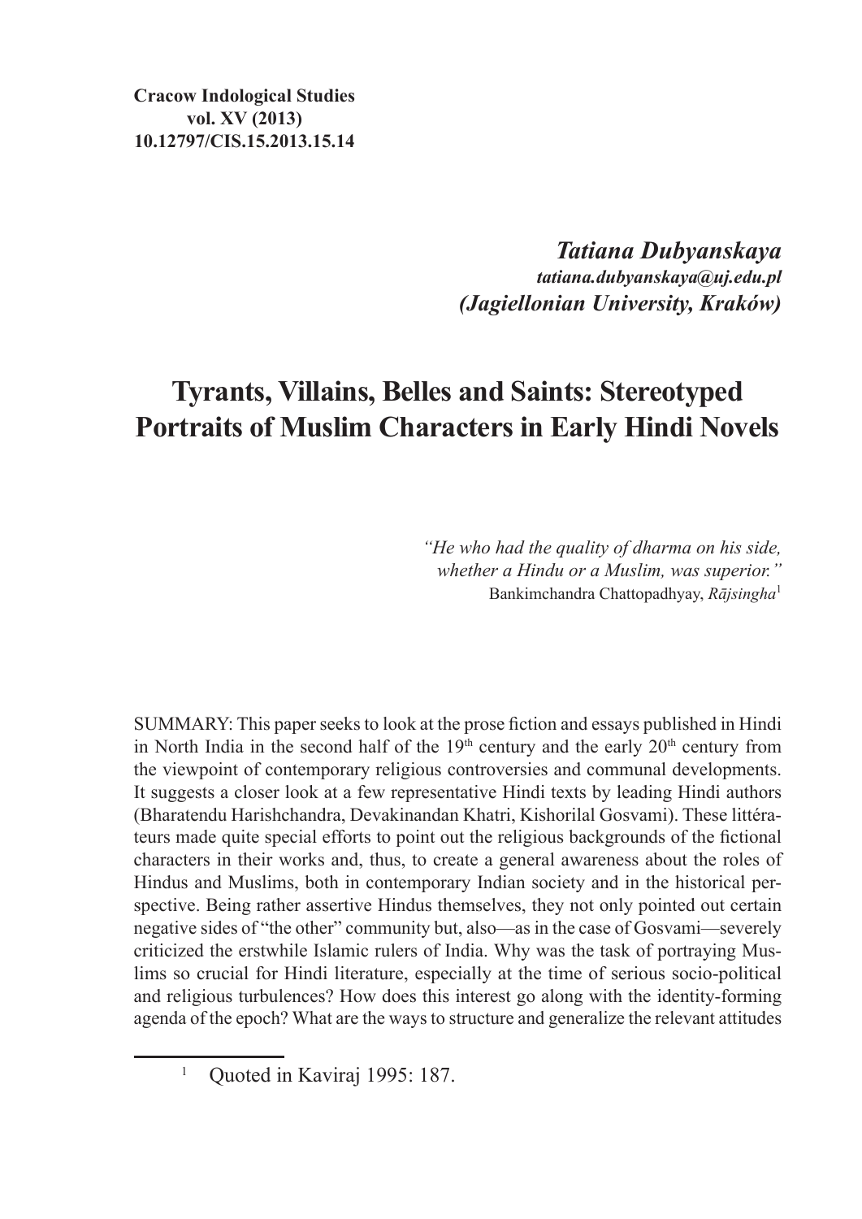**Cracow Indological Studies**
**vol. XV (2013)**
**10.12797/CIS.15.2013.15.14**

***Tatiana Dubyanskaya***
***tatiana.dubyanskaya@uj.edu.pl***
***(Jagiellonian University, Kraków)***

# Tyrants, Villains, Belles and Saints: Stereotyped Portraits of Muslim Characters in Early Hindi Novels

*"He who had the quality of dharma on his side, whether a Hindu or a Muslim, was superior."*
Bankimchandra Chattopadhyay, *Rājsingha*[1]

SUMMARY: This paper seeks to look at the prose fiction and essays published in Hindi in North India in the second half of the 19th century and the early 20th century from the viewpoint of contemporary religious controversies and communal developments. It suggests a closer look at a few representative Hindi texts by leading Hindi authors (Bharatendu Harishchandra, Devakinandan Khatri, Kishorilal Gosvami). These littérateurs made quite special efforts to point out the religious backgrounds of the fictional characters in their works and, thus, to create a general awareness about the roles of Hindus and Muslims, both in contemporary Indian society and in the historical perspective. Being rather assertive Hindus themselves, they not only pointed out certain negative sides of "the other" community but, also—as in the case of Gosvami—severely criticized the erstwhile Islamic rulers of India. Why was the task of portraying Muslims so crucial for Hindi literature, especially at the time of serious socio-political and religious turbulences? How does this interest go along with the identity-forming agenda of the epoch? What are the ways to structure and generalize the relevant attitudes

[1] Quoted in Kaviraj 1995: 187.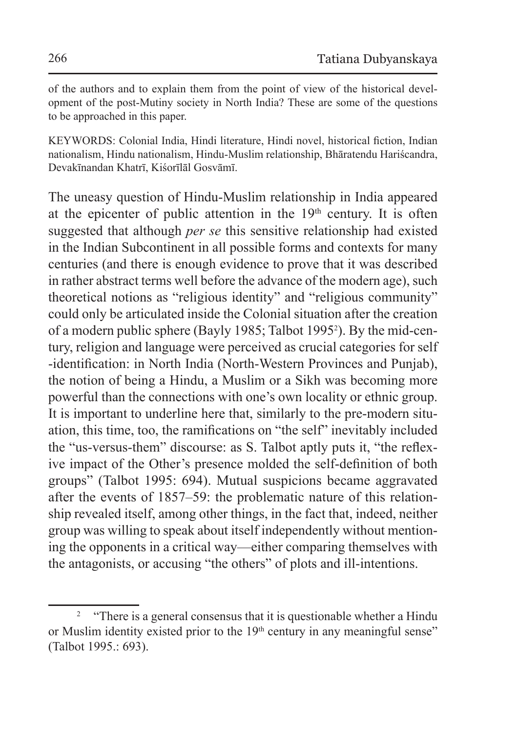of the authors and to explain them from the point of view of the historical development of the post-Mutiny society in North India? These are some of the questions to be approached in this paper.

KEYWORDS: Colonial India, Hindi literature, Hindi novel, historical fiction, Indian nationalism, Hindu nationalism, Hindu-Muslim relationship, Bhāratendu Hariścandra, Devakīnandan Khatrī, Kiśorīlāl Gosvāmī.

The uneasy question of Hindu-Muslim relationship in India appeared at the epicenter of public attention in the 19th century. It is often suggested that although *per se* this sensitive relationship had existed in the Indian Subcontinent in all possible forms and contexts for many centuries (and there is enough evidence to prove that it was described in rather abstract terms well before the advance of the modern age), such theoretical notions as "religious identity" and "religious community" could only be articulated inside the Colonial situation after the creation of a modern public sphere (Bayly 1985; Talbot 1995[2]). By the mid-century, religion and language were perceived as crucial categories for self -identification: in North India (North-Western Provinces and Punjab), the notion of being a Hindu, a Muslim or a Sikh was becoming more powerful than the connections with one's own locality or ethnic group. It is important to underline here that, similarly to the pre-modern situation, this time, too, the ramifications on "the self" inevitably included the "us-versus-them" discourse: as S. Talbot aptly puts it, "the reflexive impact of the Other's presence molded the self-definition of both groups" (Talbot 1995: 694). Mutual suspicions became aggravated after the events of 1857–59: the problematic nature of this relationship revealed itself, among other things, in the fact that, indeed, neither group was willing to speak about itself independently without mentioning the opponents in a critical way—either comparing themselves with the antagonists, or accusing "the others" of plots and ill-intentions.

[2] "There is a general consensus that it is questionable whether a Hindu or Muslim identity existed prior to the 19th century in any meaningful sense" (Talbot 1995.: 693).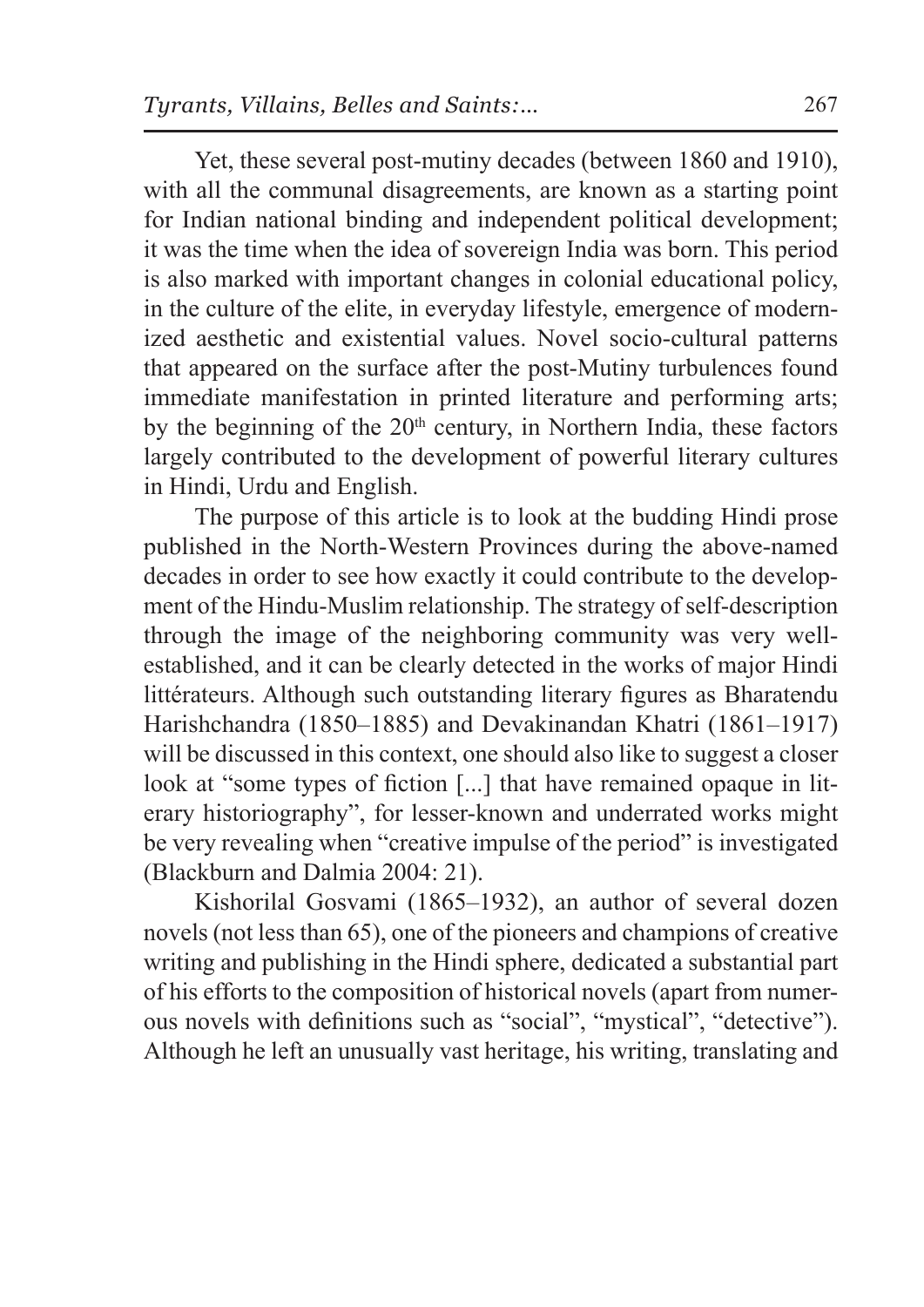Yet, these several post-mutiny decades (between 1860 and 1910), with all the communal disagreements, are known as a starting point for Indian national binding and independent political development; it was the time when the idea of sovereign India was born. This period is also marked with important changes in colonial educational policy, in the culture of the elite, in everyday lifestyle, emergence of modernized aesthetic and existential values. Novel socio-cultural patterns that appeared on the surface after the post-Mutiny turbulences found immediate manifestation in printed literature and performing arts; by the beginning of the 20th century, in Northern India, these factors largely contributed to the development of powerful literary cultures in Hindi, Urdu and English.

The purpose of this article is to look at the budding Hindi prose published in the North-Western Provinces during the above-named decades in order to see how exactly it could contribute to the development of the Hindu-Muslim relationship. The strategy of self-description through the image of the neighboring community was very well-established, and it can be clearly detected in the works of major Hindi littérateurs. Although such outstanding literary figures as Bharatendu Harishchandra (1850–1885) and Devakinandan Khatri (1861–1917) will be discussed in this context, one should also like to suggest a closer look at "some types of fiction [...] that have remained opaque in literary historiography", for lesser-known and underrated works might be very revealing when "creative impulse of the period" is investigated (Blackburn and Dalmia 2004: 21).

Kishorilal Gosvami (1865–1932), an author of several dozen novels (not less than 65), one of the pioneers and champions of creative writing and publishing in the Hindi sphere, dedicated a substantial part of his efforts to the composition of historical novels (apart from numerous novels with definitions such as "social", "mystical", "detective"). Although he left an unusually vast heritage, his writing, translating and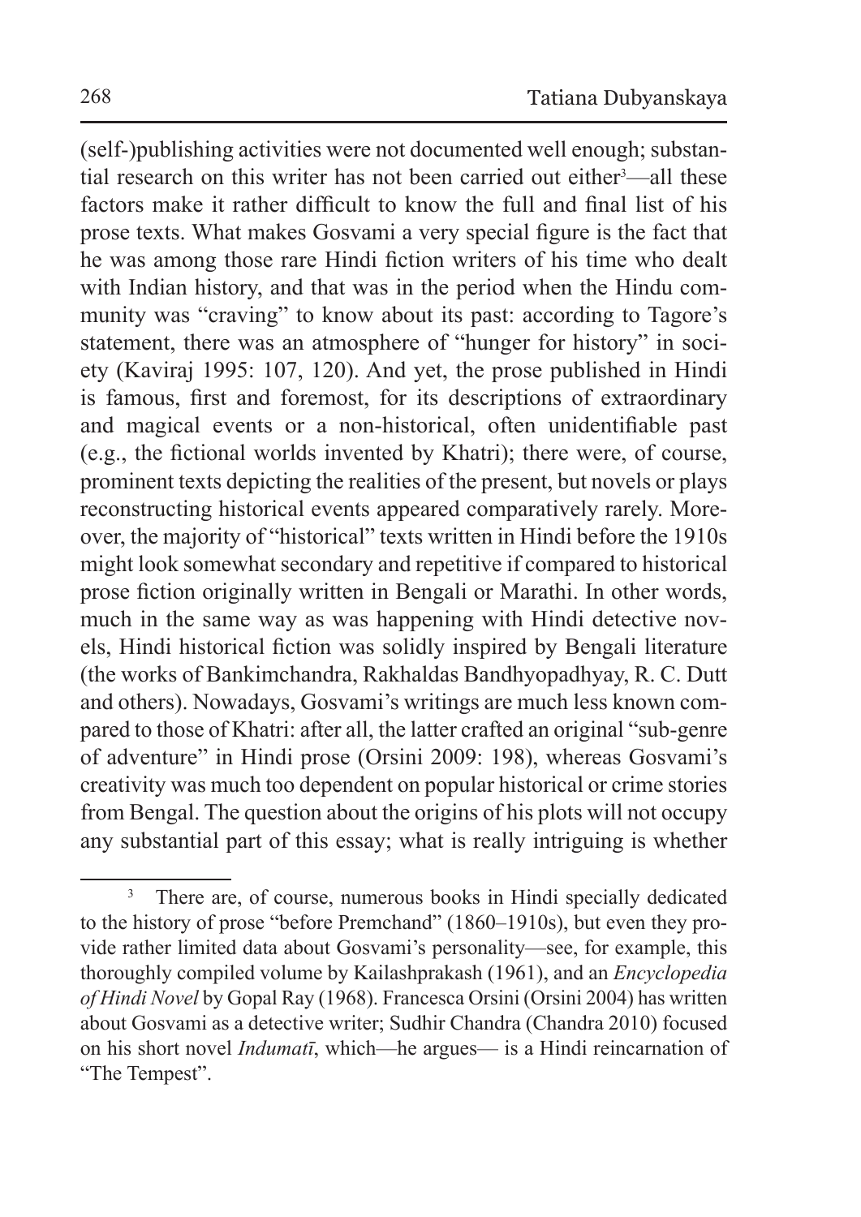(self-)publishing activities were not documented well enough; substantial research on this writer has not been carried out either[3]—all these factors make it rather difficult to know the full and final list of his prose texts. What makes Gosvami a very special figure is the fact that he was among those rare Hindi fiction writers of his time who dealt with Indian history, and that was in the period when the Hindu community was "craving" to know about its past: according to Tagore's statement, there was an atmosphere of "hunger for history" in society (Kaviraj 1995: 107, 120). And yet, the prose published in Hindi is famous, first and foremost, for its descriptions of extraordinary and magical events or a non-historical, often unidentifiable past (e.g., the fictional worlds invented by Khatri); there were, of course, prominent texts depicting the realities of the present, but novels or plays reconstructing historical events appeared comparatively rarely. Moreover, the majority of "historical" texts written in Hindi before the 1910s might look somewhat secondary and repetitive if compared to historical prose fiction originally written in Bengali or Marathi. In other words, much in the same way as was happening with Hindi detective novels, Hindi historical fiction was solidly inspired by Bengali literature (the works of Bankimchandra, Rakhaldas Bandhyopadhyay, R. C. Dutt and others). Nowadays, Gosvami's writings are much less known compared to those of Khatri: after all, the latter crafted an original "sub-genre of adventure" in Hindi prose (Orsini 2009: 198), whereas Gosvami's creativity was much too dependent on popular historical or crime stories from Bengal. The question about the origins of his plots will not occupy any substantial part of this essay; what is really intriguing is whether

---

[3] There are, of course, numerous books in Hindi specially dedicated to the history of prose "before Premchand" (1860–1910s), but even they provide rather limited data about Gosvami's personality—see, for example, this thoroughly compiled volume by Kailashprakash (1961), and an *Encyclopedia of Hindi Novel* by Gopal Ray (1968). Francesca Orsini (Orsini 2004) has written about Gosvami as a detective writer; Sudhir Chandra (Chandra 2010) focused on his short novel *Indumatī*, which—he argues— is a Hindi reincarnation of "The Tempest".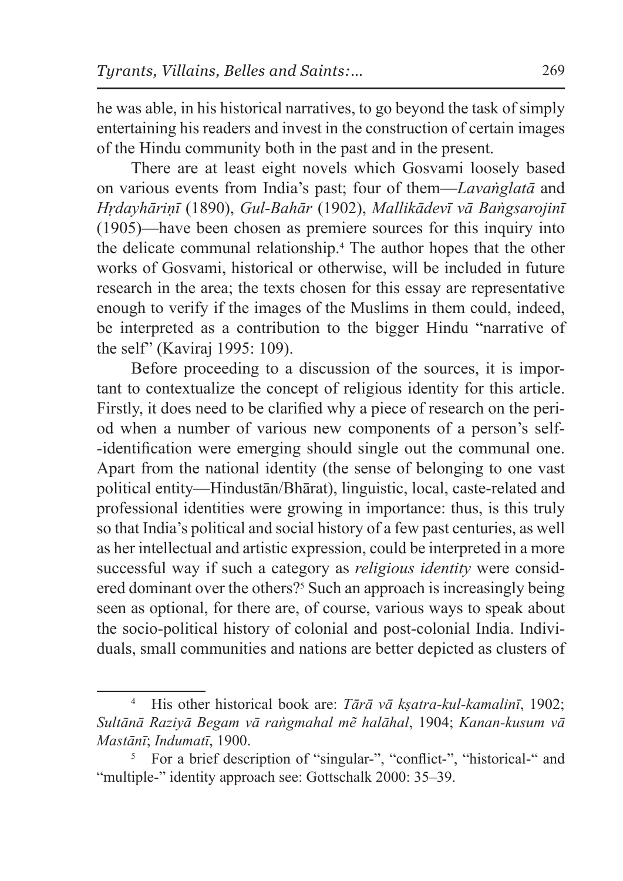he was able, in his historical narratives, to go beyond the task of simply entertaining his readers and invest in the construction of certain images of the Hindu community both in the past and in the present.

There are at least eight novels which Gosvami loosely based on various events from India's past; four of them—*Lavaṅglatā* and *Hṛdayhāriṇī* (1890), *Gul-Bahār* (1902), *Mallikādevī vā Baṅgsarojinī* (1905)—have been chosen as premiere sources for this inquiry into the delicate communal relationship.[4] The author hopes that the other works of Gosvami, historical or otherwise, will be included in future research in the area; the texts chosen for this essay are representative enough to verify if the images of the Muslims in them could, indeed, be interpreted as a contribution to the bigger Hindu "narrative of the self" (Kaviraj 1995: 109).

Before proceeding to a discussion of the sources, it is important to contextualize the concept of religious identity for this article. Firstly, it does need to be clarified why a piece of research on the period when a number of various new components of a person's self--identification were emerging should single out the communal one. Apart from the national identity (the sense of belonging to one vast political entity—Hindustān/Bhārat), linguistic, local, caste-related and professional identities were growing in importance: thus, is this truly so that India's political and social history of a few past centuries, as well as her intellectual and artistic expression, could be interpreted in a more successful way if such a category as *religious identity* were considered dominant over the others?[5] Such an approach is increasingly being seen as optional, for there are, of course, various ways to speak about the socio-political history of colonial and post-colonial India. Individuals, small communities and nations are better depicted as clusters of

---

[4] His other historical book are: *Tārā vā kṣatra-kul-kamalinī*, 1902; *Sultānā Raziyā Begam vā raṅgmahal mẽ halāhal*, 1904; *Kanan-kusum vā Mastānī*; *Indumatī*, 1900.

[5] For a brief description of "singular-", "conflict-", "historical-" and "multiple-" identity approach see: Gottschalk 2000: 35–39.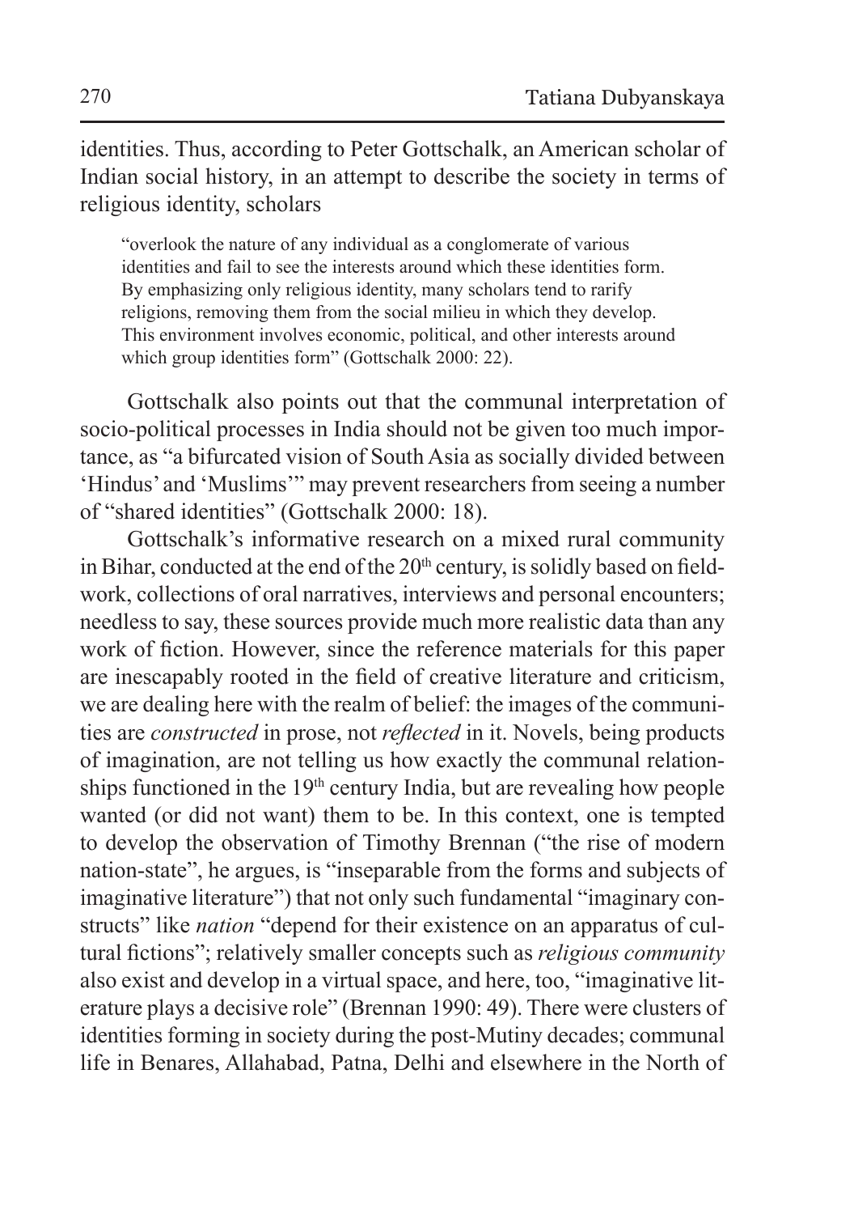identities. Thus, according to Peter Gottschalk, an American scholar of Indian social history, in an attempt to describe the society in terms of religious identity, scholars

> "overlook the nature of any individual as a conglomerate of various identities and fail to see the interests around which these identities form. By emphasizing only religious identity, many scholars tend to rarify religions, removing them from the social milieu in which they develop. This environment involves economic, political, and other interests around which group identities form" (Gottschalk 2000: 22).

Gottschalk also points out that the communal interpretation of socio-political processes in India should not be given too much importance, as "a bifurcated vision of South Asia as socially divided between 'Hindus' and 'Muslims'" may prevent researchers from seeing a number of "shared identities" (Gottschalk 2000: 18).

Gottschalk's informative research on a mixed rural community in Bihar, conducted at the end of the 20th century, is solidly based on fieldwork, collections of oral narratives, interviews and personal encounters; needless to say, these sources provide much more realistic data than any work of fiction. However, since the reference materials for this paper are inescapably rooted in the field of creative literature and criticism, we are dealing here with the realm of belief: the images of the communities are *constructed* in prose, not *reflected* in it. Novels, being products of imagination, are not telling us how exactly the communal relationships functioned in the 19th century India, but are revealing how people wanted (or did not want) them to be. In this context, one is tempted to develop the observation of Timothy Brennan ("the rise of modern nation-state", he argues, is "inseparable from the forms and subjects of imaginative literature") that not only such fundamental "imaginary constructs" like *nation* "depend for their existence on an apparatus of cultural fictions"; relatively smaller concepts such as *religious community* also exist and develop in a virtual space, and here, too, "imaginative literature plays a decisive role" (Brennan 1990: 49). There were clusters of identities forming in society during the post-Mutiny decades; communal life in Benares, Allahabad, Patna, Delhi and elsewhere in the North of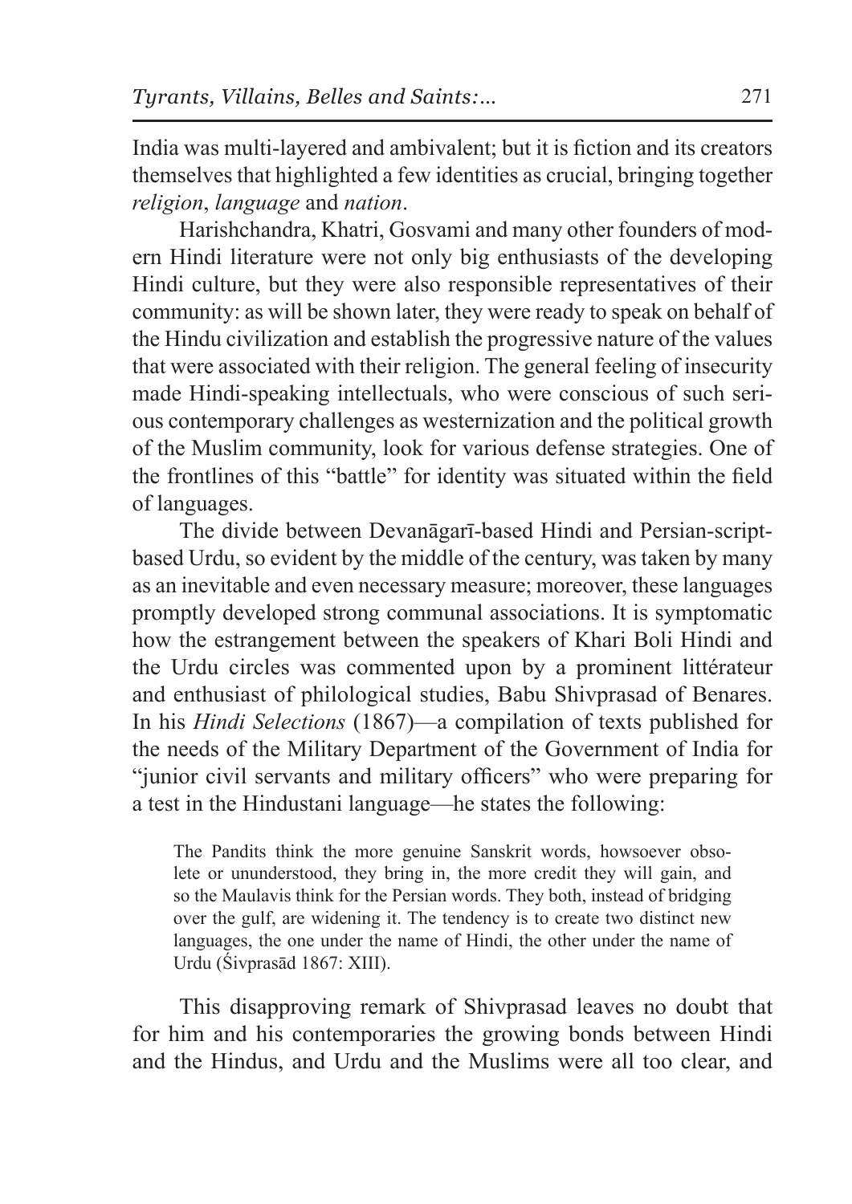India was multi-layered and ambivalent; but it is fiction and its creators themselves that highlighted a few identities as crucial, bringing together *religion*, *language* and *nation*.

Harishchandra, Khatri, Gosvami and many other founders of modern Hindi literature were not only big enthusiasts of the developing Hindi culture, but they were also responsible representatives of their community: as will be shown later, they were ready to speak on behalf of the Hindu civilization and establish the progressive nature of the values that were associated with their religion. The general feeling of insecurity made Hindi-speaking intellectuals, who were conscious of such serious contemporary challenges as westernization and the political growth of the Muslim community, look for various defense strategies. One of the frontlines of this "battle" for identity was situated within the field of languages.

The divide between Devanāgarī-based Hindi and Persian-script-based Urdu, so evident by the middle of the century, was taken by many as an inevitable and even necessary measure; moreover, these languages promptly developed strong communal associations. It is symptomatic how the estrangement between the speakers of Khari Boli Hindi and the Urdu circles was commented upon by a prominent littérateur and enthusiast of philological studies, Babu Shivprasad of Benares. In his *Hindi Selections* (1867)—a compilation of texts published for the needs of the Military Department of the Government of India for "junior civil servants and military officers" who were preparing for a test in the Hindustani language—he states the following:

> The Pandits think the more genuine Sanskrit words, howsoever obsolete or ununderstood, they bring in, the more credit they will gain, and so the Maulavis think for the Persian words. They both, instead of bridging over the gulf, are widening it. The tendency is to create two distinct new languages, the one under the name of Hindi, the other under the name of Urdu (Śivprasād 1867: XIII).

This disapproving remark of Shivprasad leaves no doubt that for him and his contemporaries the growing bonds between Hindi and the Hindus, and Urdu and the Muslims were all too clear, and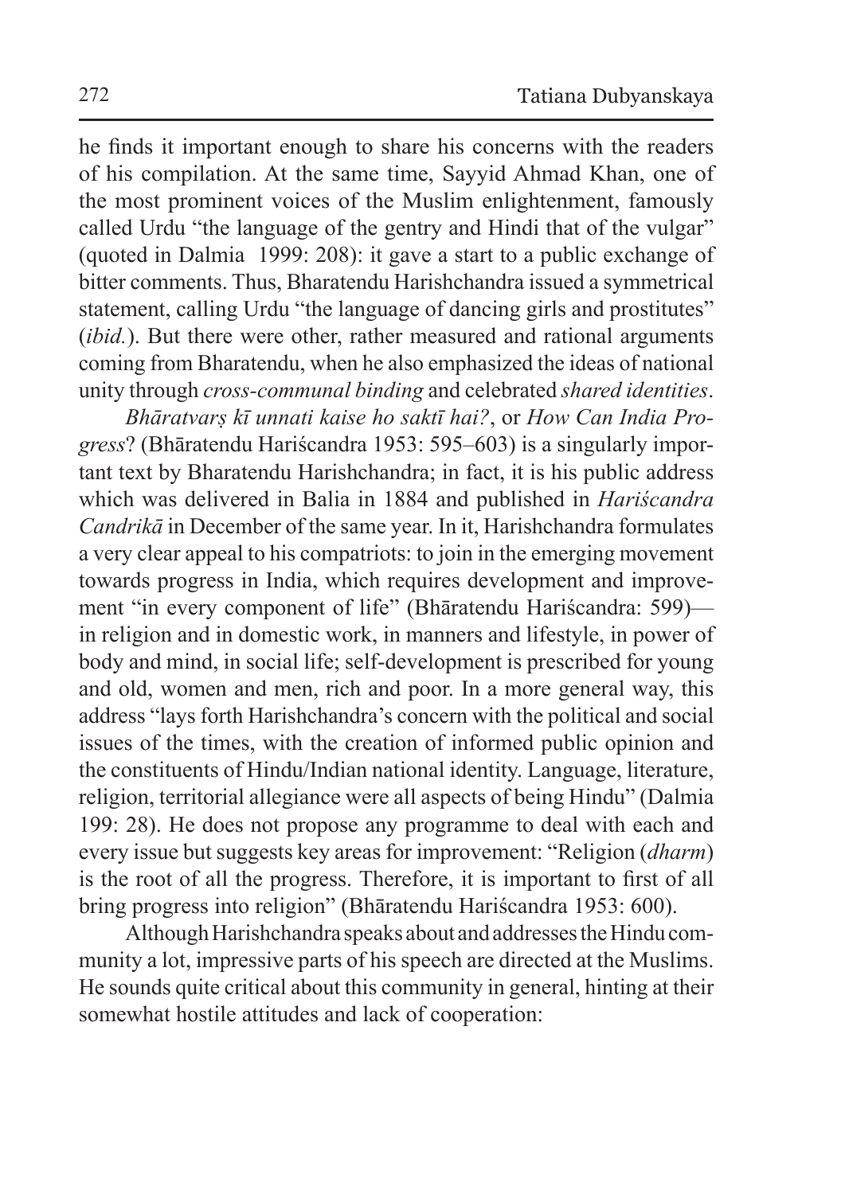he finds it important enough to share his concerns with the readers of his compilation. At the same time, Sayyid Ahmad Khan, one of the most prominent voices of the Muslim enlightenment, famously called Urdu "the language of the gentry and Hindi that of the vulgar" (quoted in Dalmia 1999: 208): it gave a start to a public exchange of bitter comments. Thus, Bharatendu Harishchandra issued a symmetrical statement, calling Urdu "the language of dancing girls and prostitutes" (*ibid.*). But there were other, rather measured and rational arguments coming from Bharatendu, when he also emphasized the ideas of national unity through *cross-communal binding* and celebrated *shared identities*.

*Bhāratvarṣ kī unnati kaise ho saktī hai?*, or *How Can India Progress*? (Bhāratendu Hariścandra 1953: 595–603) is a singularly important text by Bharatendu Harishchandra; in fact, it is his public address which was delivered in Balia in 1884 and published in *Hariścandra Candrikā* in December of the same year. In it, Harishchandra formulates a very clear appeal to his compatriots: to join in the emerging movement towards progress in India, which requires development and improvement "in every component of life" (Bhāratendu Hariścandra: 599)—in religion and in domestic work, in manners and lifestyle, in power of body and mind, in social life; self-development is prescribed for young and old, women and men, rich and poor. In a more general way, this address "lays forth Harishchandra's concern with the political and social issues of the times, with the creation of informed public opinion and the constituents of Hindu/Indian national identity. Language, literature, religion, territorial allegiance were all aspects of being Hindu" (Dalmia 199: 28). He does not propose any programme to deal with each and every issue but suggests key areas for improvement: "Religion (*dharm*) is the root of all the progress. Therefore, it is important to first of all bring progress into religion" (Bhāratendu Hariścandra 1953: 600).

Although Harishchandra speaks about and addresses the Hindu community a lot, impressive parts of his speech are directed at the Muslims. He sounds quite critical about this community in general, hinting at their somewhat hostile attitudes and lack of cooperation: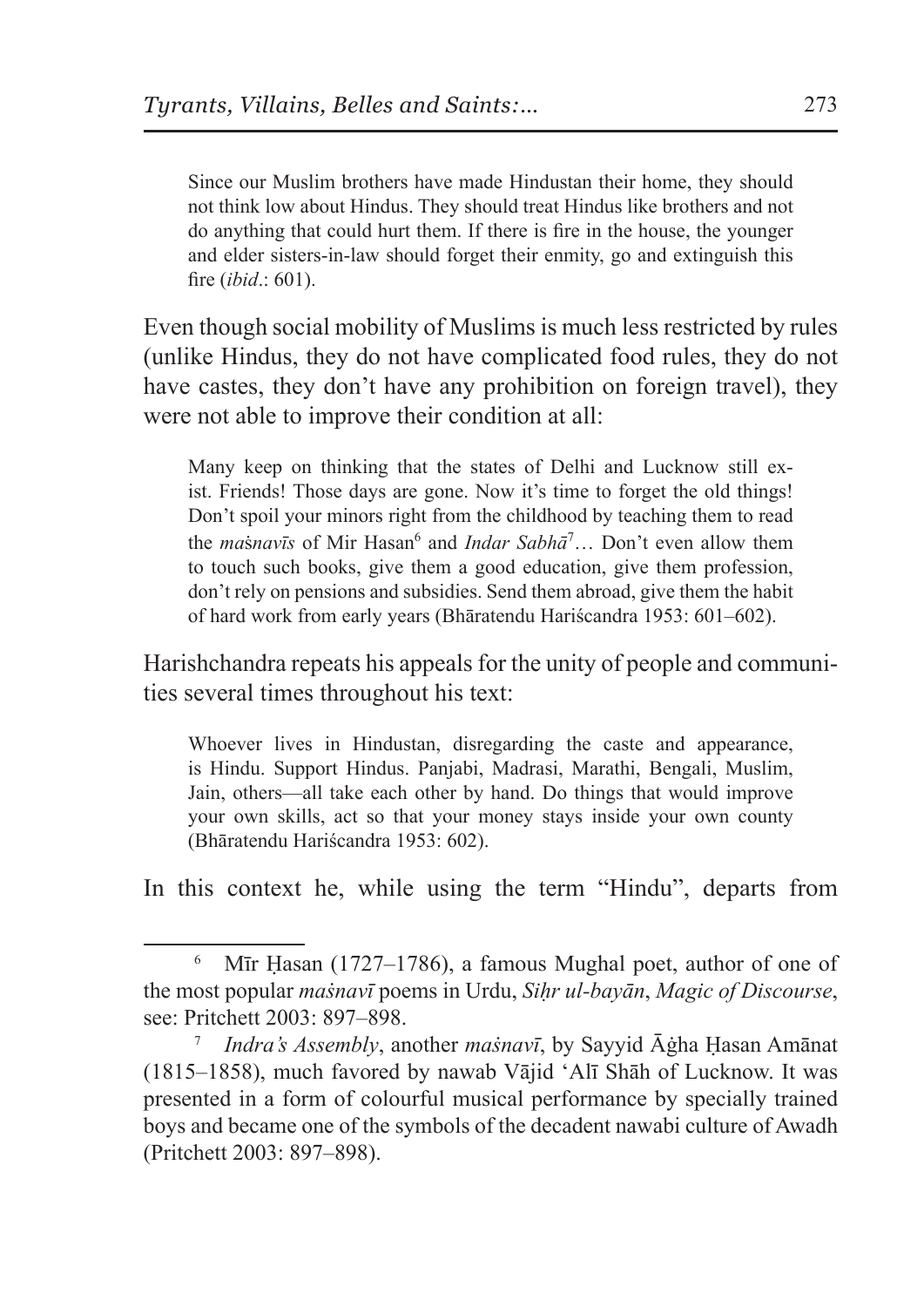> Since our Muslim brothers have made Hindustan their home, they should not think low about Hindus. They should treat Hindus like brothers and not do anything that could hurt them. If there is fire in the house, the younger and elder sisters-in-law should forget their enmity, go and extinguish this fire (*ibid*.: 601).

Even though social mobility of Muslims is much less restricted by rules (unlike Hindus, they do not have complicated food rules, they do not have castes, they don't have any prohibition on foreign travel), they were not able to improve their condition at all:

> Many keep on thinking that the states of Delhi and Lucknow still exist. Friends! Those days are gone. Now it's time to forget the old things! Don't spoil your minors right from the childhood by teaching them to read the *maśnavīs* of Mir Hasan[6] and *Indar Sabhā*[7]… Don't even allow them to touch such books, give them a good education, give them profession, don't rely on pensions and subsidies. Send them abroad, give them the habit of hard work from early years (Bhāratendu Hariścandra 1953: 601–602).

Harishchandra repeats his appeals for the unity of people and communities several times throughout his text:

> Whoever lives in Hindustan, disregarding the caste and appearance, is Hindu. Support Hindus. Panjabi, Madrasi, Marathi, Bengali, Muslim, Jain, others—all take each other by hand. Do things that would improve your own skills, act so that your money stays inside your own county (Bhāratendu Hariścandra 1953: 602).

In this context he, while using the term "Hindu", departs from

---

[6] Mīr Ḥasan (1727–1786), a famous Mughal poet, author of one of the most popular *maśnavī* poems in Urdu, *Siḥr ul-bayān*, *Magic of Discourse*, see: Pritchett 2003: 897–898.

[7] *Indra's Assembly*, another *maśnavī*, by Sayyid Āġha Ḥasan Amānat (1815–1858), much favored by nawab Vājid 'Alī Shāh of Lucknow. It was presented in a form of colourful musical performance by specially trained boys and became one of the symbols of the decadent nawabi culture of Awadh (Pritchett 2003: 897–898).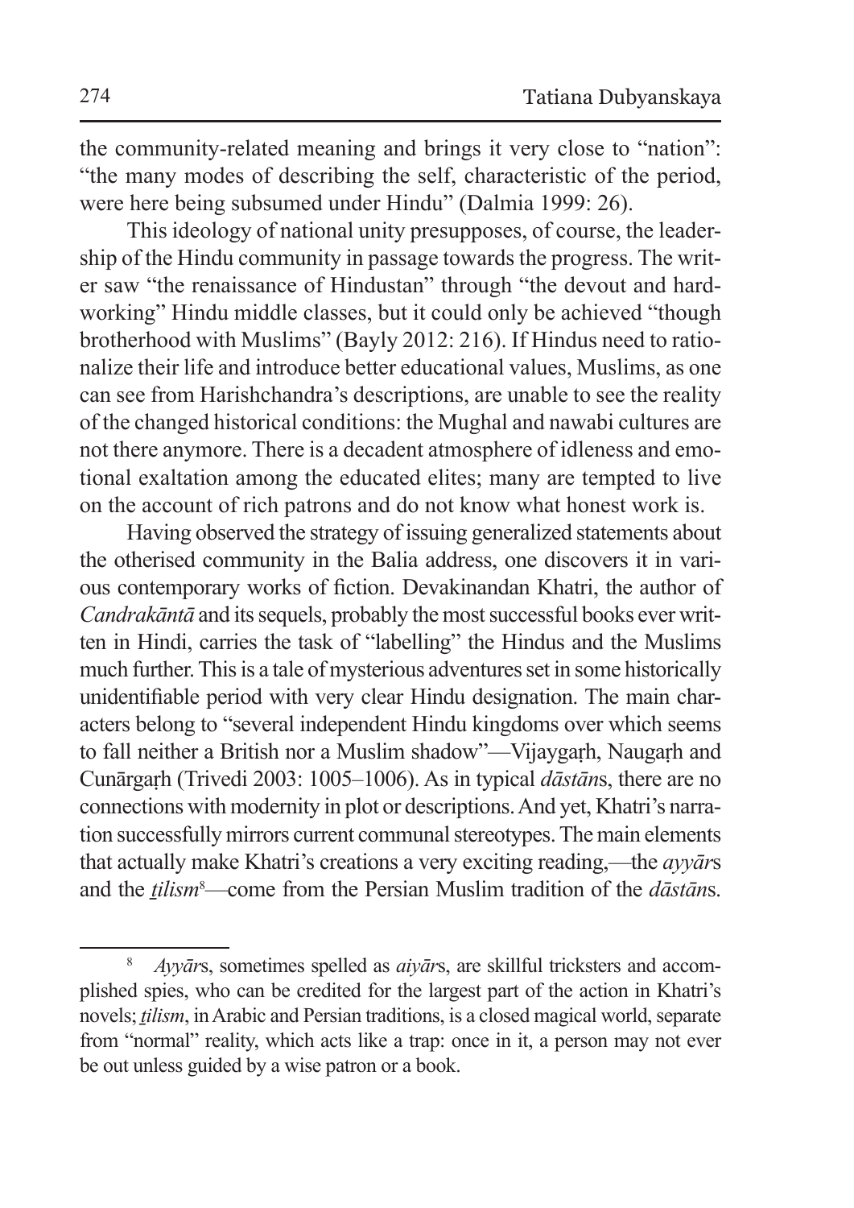the community-related meaning and brings it very close to "nation": "the many modes of describing the self, characteristic of the period, were here being subsumed under Hindu" (Dalmia 1999: 26).

This ideology of national unity presupposes, of course, the leadership of the Hindu community in passage towards the progress. The writer saw "the renaissance of Hindustan" through "the devout and hardworking" Hindu middle classes, but it could only be achieved "though brotherhood with Muslims" (Bayly 2012: 216). If Hindus need to rationalize their life and introduce better educational values, Muslims, as one can see from Harishchandra's descriptions, are unable to see the reality of the changed historical conditions: the Mughal and nawabi cultures are not there anymore. There is a decadent atmosphere of idleness and emotional exaltation among the educated elites; many are tempted to live on the account of rich patrons and do not know what honest work is.

Having observed the strategy of issuing generalized statements about the otherised community in the Balia address, one discovers it in various contemporary works of fiction. Devakinandan Khatri, the author of *Candrakāntā* and its sequels, probably the most successful books ever written in Hindi, carries the task of "labelling" the Hindus and the Muslims much further. This is a tale of mysterious adventures set in some historically unidentifiable period with very clear Hindu designation. The main characters belong to "several independent Hindu kingdoms over which seems to fall neither a British nor a Muslim shadow"—Vijaygaṛh, Naugaṛh and Cunārgaṛh (Trivedi 2003: 1005–1006). As in typical *dāstān*s, there are no connections with modernity in plot or descriptions. And yet, Khatri's narration successfully mirrors current communal stereotypes. The main elements that actually make Khatri's creations a very exciting reading,—the *ayyār*s and the *ṯilism*[8]—come from the Persian Muslim tradition of the *dāstān*s.

---

[8] *Ayyār*s, sometimes spelled as *aiyār*s, are skillful tricksters and accomplished spies, who can be credited for the largest part of the action in Khatri's novels; *ṯilism*, in Arabic and Persian traditions, is a closed magical world, separate from "normal" reality, which acts like a trap: once in it, a person may not ever be out unless guided by a wise patron or a book.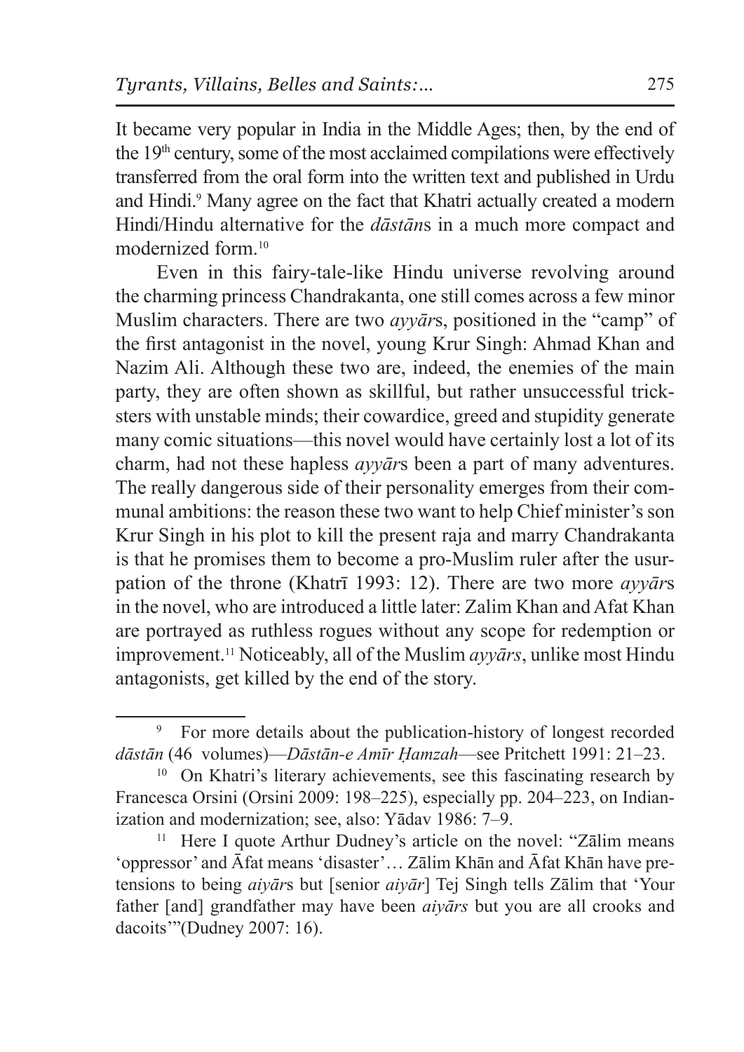It became very popular in India in the Middle Ages; then, by the end of the 19th century, some of the most acclaimed compilations were effectively transferred from the oral form into the written text and published in Urdu and Hindi.[9] Many agree on the fact that Khatri actually created a modern Hindi/Hindu alternative for the *dāstān*s in a much more compact and modernized form.[10]

Even in this fairy-tale-like Hindu universe revolving around the charming princess Chandrakanta, one still comes across a few minor Muslim characters. There are two *ayyār*s, positioned in the "camp" of the first antagonist in the novel, young Krur Singh: Ahmad Khan and Nazim Ali. Although these two are, indeed, the enemies of the main party, they are often shown as skillful, but rather unsuccessful tricksters with unstable minds; their cowardice, greed and stupidity generate many comic situations—this novel would have certainly lost a lot of its charm, had not these hapless *ayyār*s been a part of many adventures. The really dangerous side of their personality emerges from their communal ambitions: the reason these two want to help Chief minister's son Krur Singh in his plot to kill the present raja and marry Chandrakanta is that he promises them to become a pro-Muslim ruler after the usurpation of the throne (Khatrī 1993: 12). There are two more *ayyār*s in the novel, who are introduced a little later: Zalim Khan and Afat Khan are portrayed as ruthless rogues without any scope for redemption or improvement.[11] Noticeably, all of the Muslim *ayyārs*, unlike most Hindu antagonists, get killed by the end of the story.

---

[9] For more details about the publication-history of longest recorded *dāstān* (46 volumes)—*Dāstān-e Amīr Ḥamzah*—see Pritchett 1991: 21–23.

[10] On Khatri's literary achievements, see this fascinating research by Francesca Orsini (Orsini 2009: 198–225), especially pp. 204–223, on Indianization and modernization; see, also: Yādav 1986: 7–9.

[11] Here I quote Arthur Dudney's article on the novel: "Zālim means 'oppressor' and Āfat means 'disaster'… Zālim Khān and Āfat Khān have pretensions to being *aiyār*s but [senior *aiyār*] Tej Singh tells Zālim that 'Your father [and] grandfather may have been *aiyārs* but you are all crooks and dacoits'"(Dudney 2007: 16).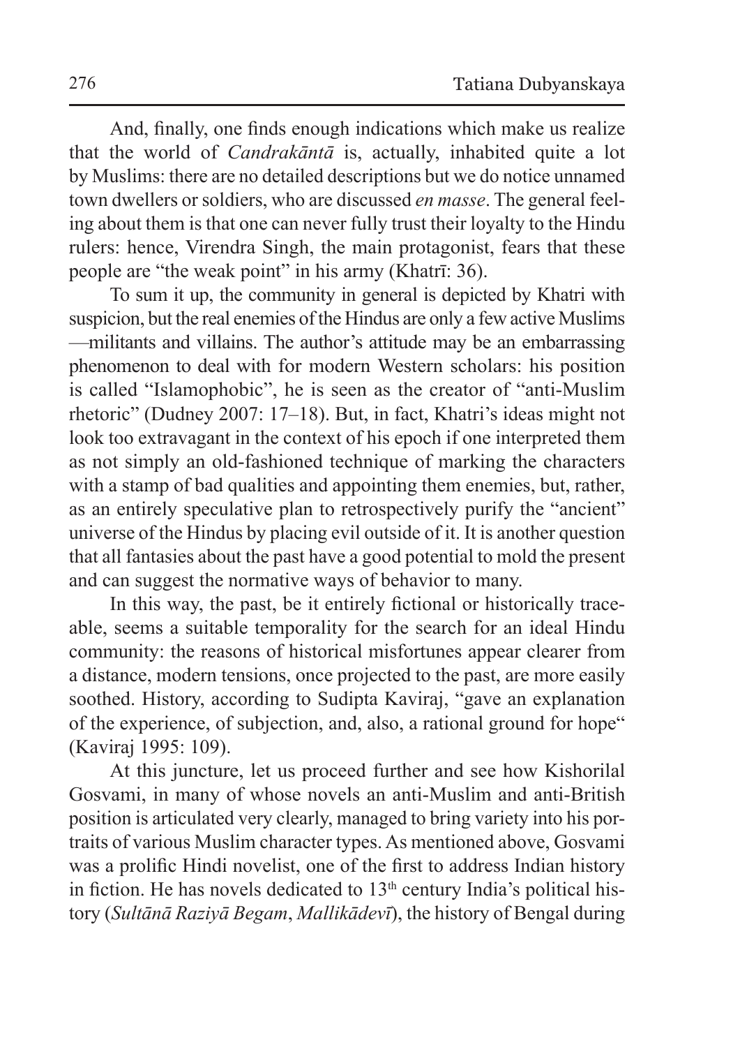And, finally, one finds enough indications which make us realize that the world of *Candrakāntā* is, actually, inhabited quite a lot by Muslims: there are no detailed descriptions but we do notice unnamed town dwellers or soldiers, who are discussed *en masse*. The general feeling about them is that one can never fully trust their loyalty to the Hindu rulers: hence, Virendra Singh, the main protagonist, fears that these people are "the weak point" in his army (Khatrī: 36).

To sum it up, the community in general is depicted by Khatri with suspicion, but the real enemies of the Hindus are only a few active Muslims —militants and villains. The author's attitude may be an embarrassing phenomenon to deal with for modern Western scholars: his position is called "Islamophobic", he is seen as the creator of "anti-Muslim rhetoric" (Dudney 2007: 17–18). But, in fact, Khatri's ideas might not look too extravagant in the context of his epoch if one interpreted them as not simply an old-fashioned technique of marking the characters with a stamp of bad qualities and appointing them enemies, but, rather, as an entirely speculative plan to retrospectively purify the "ancient" universe of the Hindus by placing evil outside of it. It is another question that all fantasies about the past have a good potential to mold the present and can suggest the normative ways of behavior to many.

In this way, the past, be it entirely fictional or historically traceable, seems a suitable temporality for the search for an ideal Hindu community: the reasons of historical misfortunes appear clearer from a distance, modern tensions, once projected to the past, are more easily soothed. History, according to Sudipta Kaviraj, "gave an explanation of the experience, of subjection, and, also, a rational ground for hope" (Kaviraj 1995: 109).

At this juncture, let us proceed further and see how Kishorilal Gosvami, in many of whose novels an anti-Muslim and anti-British position is articulated very clearly, managed to bring variety into his portraits of various Muslim character types. As mentioned above, Gosvami was a prolific Hindi novelist, one of the first to address Indian history in fiction. He has novels dedicated to 13th century India's political history (*Sultānā Raziyā Begam*, *Mallikādevī*), the history of Bengal during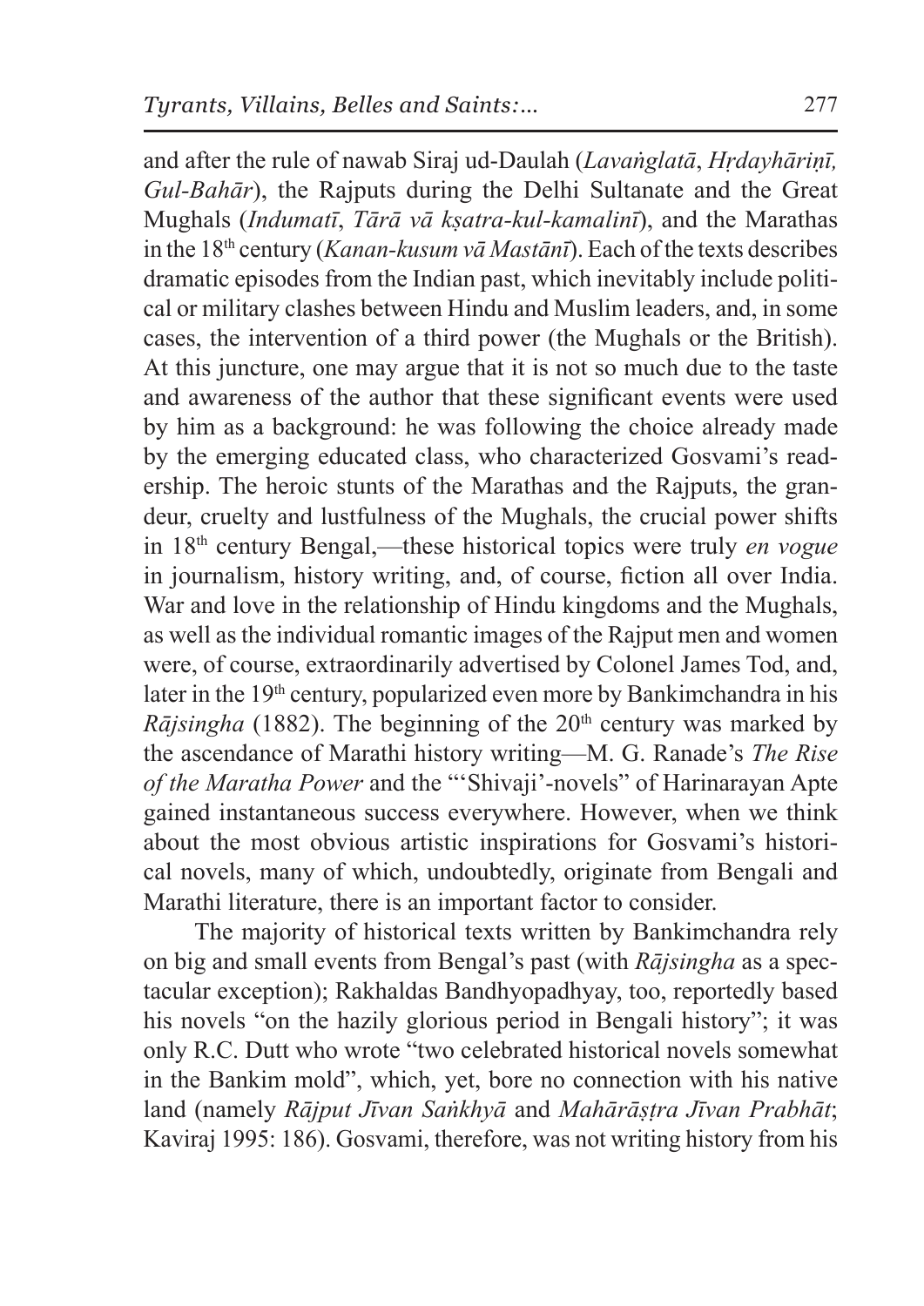and after the rule of nawab Siraj ud-Daulah (*Lavaṅglatā*, *Hṛdayhāriṇī, Gul-Bahār*), the Rajputs during the Delhi Sultanate and the Great Mughals (*Indumatī*, *Tārā vā kṣatra-kul-kamalinī*), and the Marathas in the 18th century (*Kanan-kusum vā Mastānī*). Each of the texts describes dramatic episodes from the Indian past, which inevitably include political or military clashes between Hindu and Muslim leaders, and, in some cases, the intervention of a third power (the Mughals or the British). At this juncture, one may argue that it is not so much due to the taste and awareness of the author that these significant events were used by him as a background: he was following the choice already made by the emerging educated class, who characterized Gosvami's readership. The heroic stunts of the Marathas and the Rajputs, the grandeur, cruelty and lustfulness of the Mughals, the crucial power shifts in 18th century Bengal,—these historical topics were truly *en vogue* in journalism, history writing, and, of course, fiction all over India. War and love in the relationship of Hindu kingdoms and the Mughals, as well as the individual romantic images of the Rajput men and women were, of course, extraordinarily advertised by Colonel James Tod, and, later in the 19th century, popularized even more by Bankimchandra in his *Rājsingha* (1882). The beginning of the 20th century was marked by the ascendance of Marathi history writing—M. G. Ranade's *The Rise of the Maratha Power* and the "'Shivaji'-novels" of Harinarayan Apte gained instantaneous success everywhere. However, when we think about the most obvious artistic inspirations for Gosvami's historical novels, many of which, undoubtedly, originate from Bengali and Marathi literature, there is an important factor to consider.

The majority of historical texts written by Bankimchandra rely on big and small events from Bengal's past (with *Rājsingha* as a spectacular exception); Rakhaldas Bandhyopadhyay, too, reportedly based his novels "on the hazily glorious period in Bengali history"; it was only R.C. Dutt who wrote "two celebrated historical novels somewhat in the Bankim mold", which, yet, bore no connection with his native land (namely *Rājput Jīvan Saṅkhyā* and *Mahārāṣṭra Jīvan Prabhāt*; Kaviraj 1995: 186). Gosvami, therefore, was not writing history from his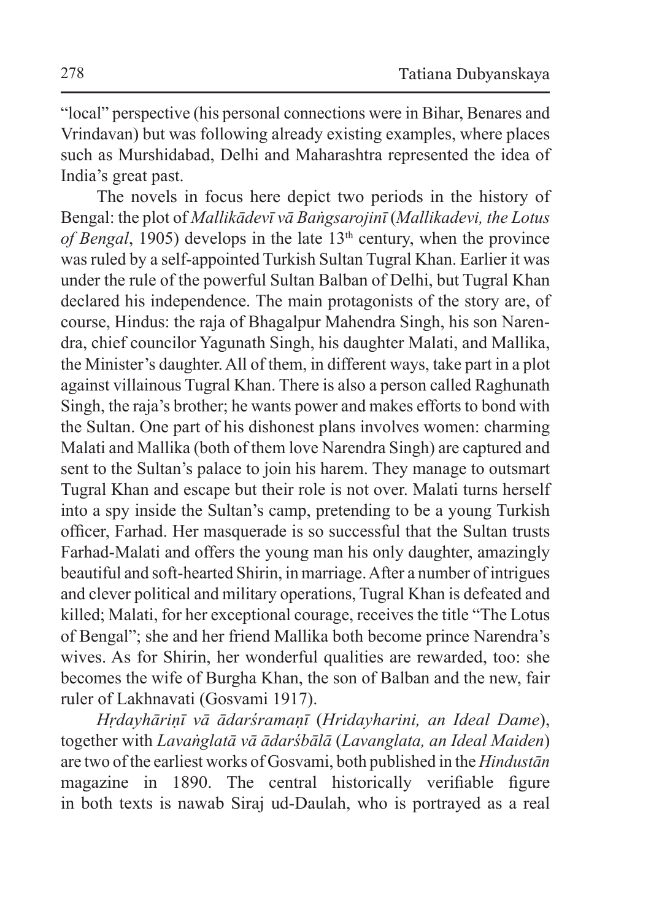"local" perspective (his personal connections were in Bihar, Benares and Vrindavan) but was following already existing examples, where places such as Murshidabad, Delhi and Maharashtra represented the idea of India's great past.

The novels in focus here depict two periods in the history of Bengal: the plot of *Mallikādevī vā Baṅgsarojinī* (*Mallikadevi, the Lotus of Bengal*, 1905) develops in the late 13th century, when the province was ruled by a self-appointed Turkish Sultan Tugral Khan. Earlier it was under the rule of the powerful Sultan Balban of Delhi, but Tugral Khan declared his independence. The main protagonists of the story are, of course, Hindus: the raja of Bhagalpur Mahendra Singh, his son Narendra, chief councilor Yagunath Singh, his daughter Malati, and Mallika, the Minister's daughter. All of them, in different ways, take part in a plot against villainous Tugral Khan. There is also a person called Raghunath Singh, the raja's brother; he wants power and makes efforts to bond with the Sultan. One part of his dishonest plans involves women: charming Malati and Mallika (both of them love Narendra Singh) are captured and sent to the Sultan's palace to join his harem. They manage to outsmart Tugral Khan and escape but their role is not over. Malati turns herself into a spy inside the Sultan's camp, pretending to be a young Turkish officer, Farhad. Her masquerade is so successful that the Sultan trusts Farhad-Malati and offers the young man his only daughter, amazingly beautiful and soft-hearted Shirin, in marriage. After a number of intrigues and clever political and military operations, Tugral Khan is defeated and killed; Malati, for her exceptional courage, receives the title "The Lotus of Bengal"; she and her friend Mallika both become prince Narendra's wives. As for Shirin, her wonderful qualities are rewarded, too: she becomes the wife of Burgha Khan, the son of Balban and the new, fair ruler of Lakhnavati (Gosvami 1917).

*Hṛdayhāriṇī vā ādarśramaṇī* (*Hridayharini, an Ideal Dame*), together with *Lavaṅglatā vā ādarśbālā* (*Lavanglata, an Ideal Maiden*) are two of the earliest works of Gosvami, both published in the *Hindustān* magazine in 1890. The central historically verifiable figure in both texts is nawab Siraj ud-Daulah, who is portrayed as a real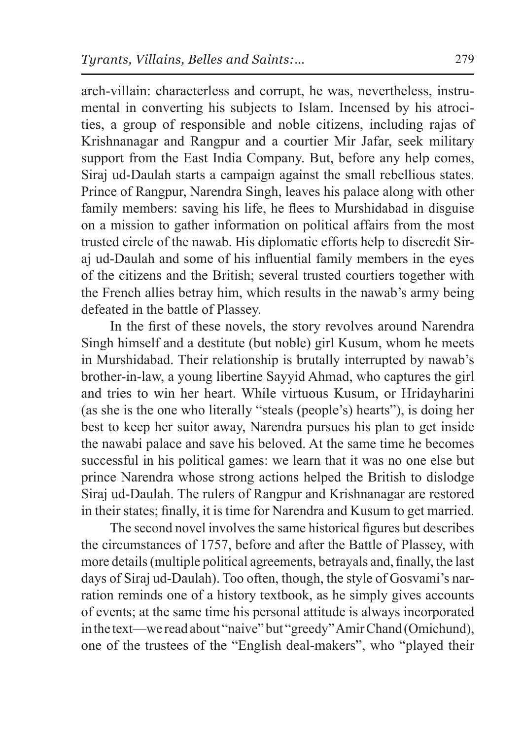arch-villain: characterless and corrupt, he was, nevertheless, instrumental in converting his subjects to Islam. Incensed by his atrocities, a group of responsible and noble citizens, including rajas of Krishnanagar and Rangpur and a courtier Mir Jafar, seek military support from the East India Company. But, before any help comes, Siraj ud-Daulah starts a campaign against the small rebellious states. Prince of Rangpur, Narendra Singh, leaves his palace along with other family members: saving his life, he flees to Murshidabad in disguise on a mission to gather information on political affairs from the most trusted circle of the nawab. His diplomatic efforts help to discredit Siraj ud-Daulah and some of his influential family members in the eyes of the citizens and the British; several trusted courtiers together with the French allies betray him, which results in the nawab's army being defeated in the battle of Plassey.

In the first of these novels, the story revolves around Narendra Singh himself and a destitute (but noble) girl Kusum, whom he meets in Murshidabad. Their relationship is brutally interrupted by nawab's brother-in-law, a young libertine Sayyid Ahmad, who captures the girl and tries to win her heart. While virtuous Kusum, or Hridayharini (as she is the one who literally "steals (people's) hearts"), is doing her best to keep her suitor away, Narendra pursues his plan to get inside the nawabi palace and save his beloved. At the same time he becomes successful in his political games: we learn that it was no one else but prince Narendra whose strong actions helped the British to dislodge Siraj ud-Daulah. The rulers of Rangpur and Krishnanagar are restored in their states; finally, it is time for Narendra and Kusum to get married.

The second novel involves the same historical figures but describes the circumstances of 1757, before and after the Battle of Plassey, with more details (multiple political agreements, betrayals and, finally, the last days of Siraj ud-Daulah). Too often, though, the style of Gosvami's narration reminds one of a history textbook, as he simply gives accounts of events; at the same time his personal attitude is always incorporated in the text—we read about "naive" but "greedy" Amir Chand (Omichund), one of the trustees of the "English deal-makers", who "played their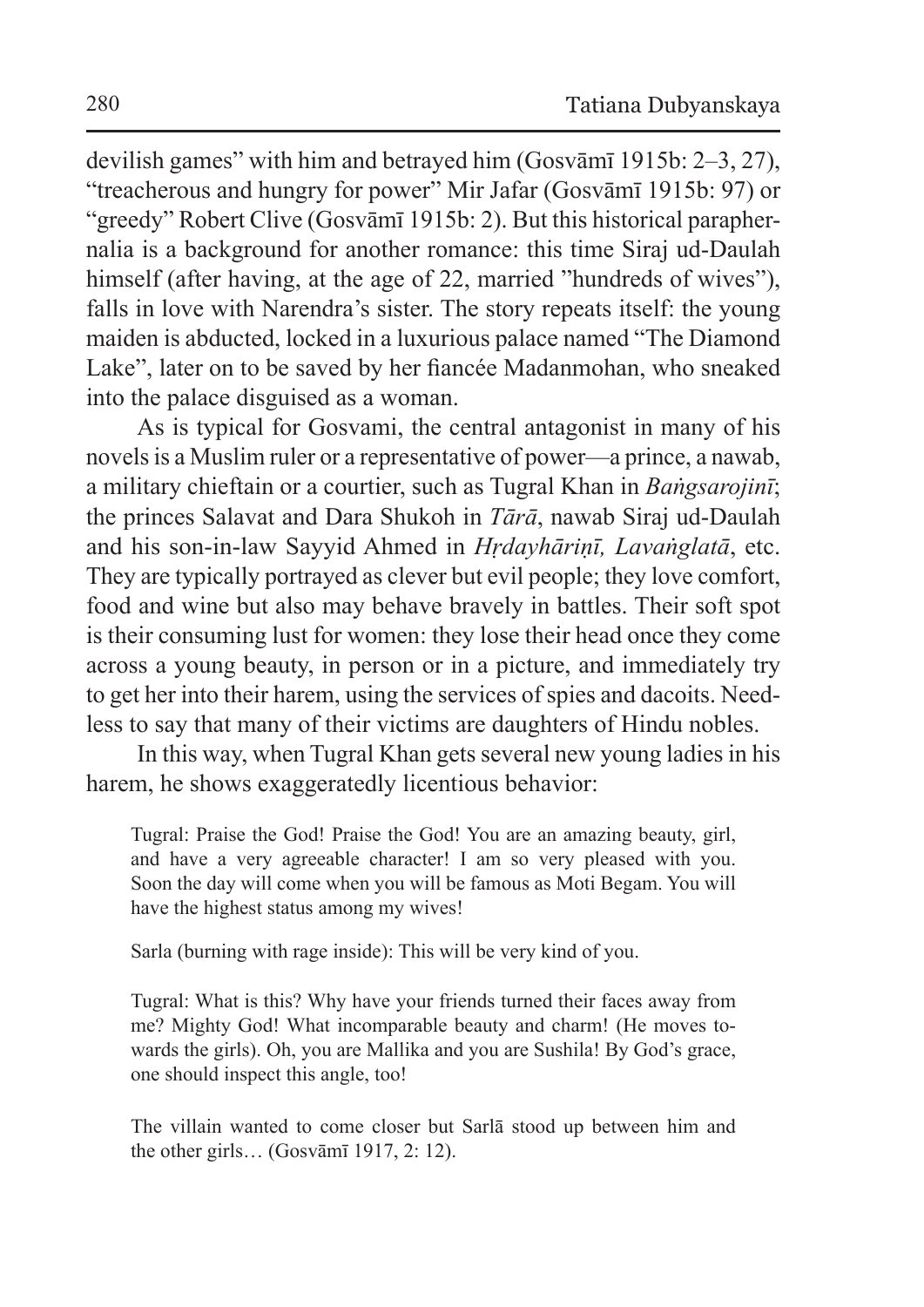devilish games" with him and betrayed him (Gosvāmī 1915b: 2–3, 27), "treacherous and hungry for power" Mir Jafar (Gosvāmī 1915b: 97) or "greedy" Robert Clive (Gosvāmī 1915b: 2). But this historical paraphernalia is a background for another romance: this time Siraj ud-Daulah himself (after having, at the age of 22, married "hundreds of wives"), falls in love with Narendra's sister. The story repeats itself: the young maiden is abducted, locked in a luxurious palace named "The Diamond Lake", later on to be saved by her fiancée Madanmohan, who sneaked into the palace disguised as a woman.

As is typical for Gosvami, the central antagonist in many of his novels is a Muslim ruler or a representative of power—a prince, a nawab, a military chieftain or a courtier, such as Tugral Khan in *Baṅgsarojinī*; the princes Salavat and Dara Shukoh in *Tārā*, nawab Siraj ud-Daulah and his son-in-law Sayyid Ahmed in *Hṛdayhāriṇī, Lavaṅglatā*, etc. They are typically portrayed as clever but evil people; they love comfort, food and wine but also may behave bravely in battles. Their soft spot is their consuming lust for women: they lose their head once they come across a young beauty, in person or in a picture, and immediately try to get her into their harem, using the services of spies and dacoits. Needless to say that many of their victims are daughters of Hindu nobles.

In this way, when Tugral Khan gets several new young ladies in his harem, he shows exaggeratedly licentious behavior:

> Tugral: Praise the God! Praise the God! You are an amazing beauty, girl, and have a very agreeable character! I am so very pleased with you. Soon the day will come when you will be famous as Moti Begam. You will have the highest status among my wives!
>
> Sarla (burning with rage inside): This will be very kind of you.
>
> Tugral: What is this? Why have your friends turned their faces away from me? Mighty God! What incomparable beauty and charm! (He moves towards the girls). Oh, you are Mallika and you are Sushila! By God's grace, one should inspect this angle, too!
>
> The villain wanted to come closer but Sarlā stood up between him and the other girls… (Gosvāmī 1917, 2: 12).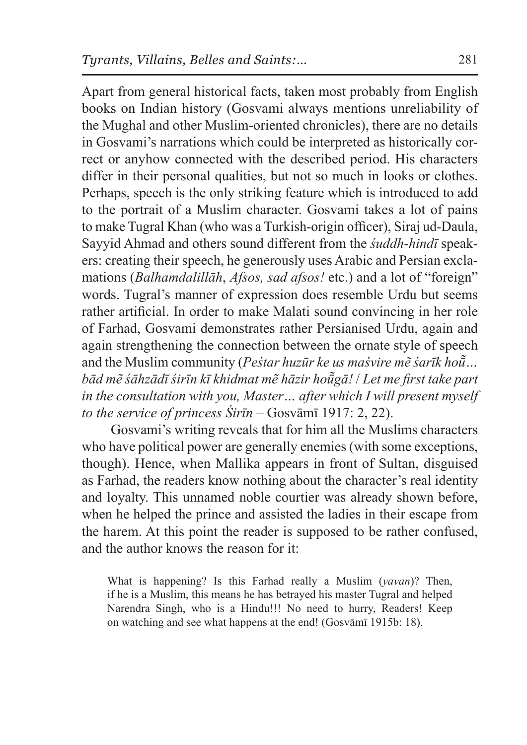Apart from general historical facts, taken most probably from English books on Indian history (Gosvami always mentions unreliability of the Mughal and other Muslim-oriented chronicles), there are no details in Gosvami's narrations which could be interpreted as historically correct or anyhow connected with the described period. His characters differ in their personal qualities, but not so much in looks or clothes. Perhaps, speech is the only striking feature which is introduced to add to the portrait of a Muslim character. Gosvami takes a lot of pains to make Tugral Khan (who was a Turkish-origin officer), Siraj ud-Daula, Sayyid Ahmad and others sound different from the *śuddh-hindī* speakers: creating their speech, he generously uses Arabic and Persian exclamations (*Balhamdalillāh*, *Afsos, sad afsos!* etc.) and a lot of "foreign" words. Tugral's manner of expression does resemble Urdu but seems rather artificial. In order to make Malati sound convincing in her role of Farhad, Gosvami demonstrates rather Persianised Urdu, again and again strengthening the connection between the ornate style of speech and the Muslim community (*Peśtar huzūr ke us maśvire mẽ śarīk hoū̃… bād mẽ śāhzādī śirīn kī khidmat mẽ hāzir hoū̃gā!* / *Let me first take part in the consultation with you, Master… after which I will present myself to the service of princess Śirīn* – Gosvāmī 1917: 2, 22).

Gosvami's writing reveals that for him all the Muslims characters who have political power are generally enemies (with some exceptions, though). Hence, when Mallika appears in front of Sultan, disguised as Farhad, the readers know nothing about the character's real identity and loyalty. This unnamed noble courtier was already shown before, when he helped the prince and assisted the ladies in their escape from the harem. At this point the reader is supposed to be rather confused, and the author knows the reason for it:

> What is happening? Is this Farhad really a Muslim (*yavan*)? Then, if he is a Muslim, this means he has betrayed his master Tugral and helped Narendra Singh, who is a Hindu!!! No need to hurry, Readers! Keep on watching and see what happens at the end! (Gosvāmī 1915b: 18).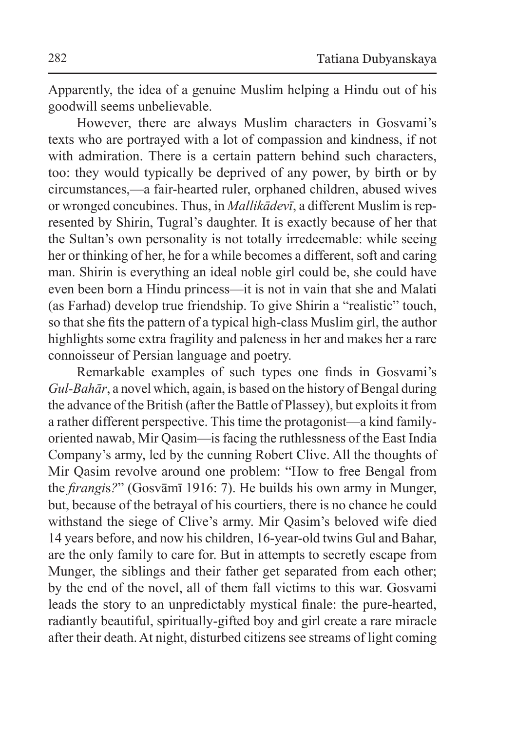Apparently, the idea of a genuine Muslim helping a Hindu out of his goodwill seems unbelievable.

However, there are always Muslim characters in Gosvami's texts who are portrayed with a lot of compassion and kindness, if not with admiration. There is a certain pattern behind such characters, too: they would typically be deprived of any power, by birth or by circumstances,—a fair-hearted ruler, orphaned children, abused wives or wronged concubines. Thus, in *Mallikādevī*, a different Muslim is represented by Shirin, Tugral's daughter. It is exactly because of her that the Sultan's own personality is not totally irredeemable: while seeing her or thinking of her, he for a while becomes a different, soft and caring man. Shirin is everything an ideal noble girl could be, she could have even been born a Hindu princess—it is not in vain that she and Malati (as Farhad) develop true friendship. To give Shirin a "realistic" touch, so that she fits the pattern of a typical high-class Muslim girl, the author highlights some extra fragility and paleness in her and makes her a rare connoisseur of Persian language and poetry.

Remarkable examples of such types one finds in Gosvami's *Gul-Bahār*, a novel which, again, is based on the history of Bengal during the advance of the British (after the Battle of Plassey), but exploits it from a rather different perspective. This time the protagonist—a kind family-oriented nawab, Mir Qasim—is facing the ruthlessness of the East India Company's army, led by the cunning Robert Clive. All the thoughts of Mir Qasim revolve around one problem: "How to free Bengal from the *firangi*s*?*" (Gosvāmī 1916: 7). He builds his own army in Munger, but, because of the betrayal of his courtiers, there is no chance he could withstand the siege of Clive's army. Mir Qasim's beloved wife died 14 years before, and now his children, 16-year-old twins Gul and Bahar, are the only family to care for. But in attempts to secretly escape from Munger, the siblings and their father get separated from each other; by the end of the novel, all of them fall victims to this war. Gosvami leads the story to an unpredictably mystical finale: the pure-hearted, radiantly beautiful, spiritually-gifted boy and girl create a rare miracle after their death. At night, disturbed citizens see streams of light coming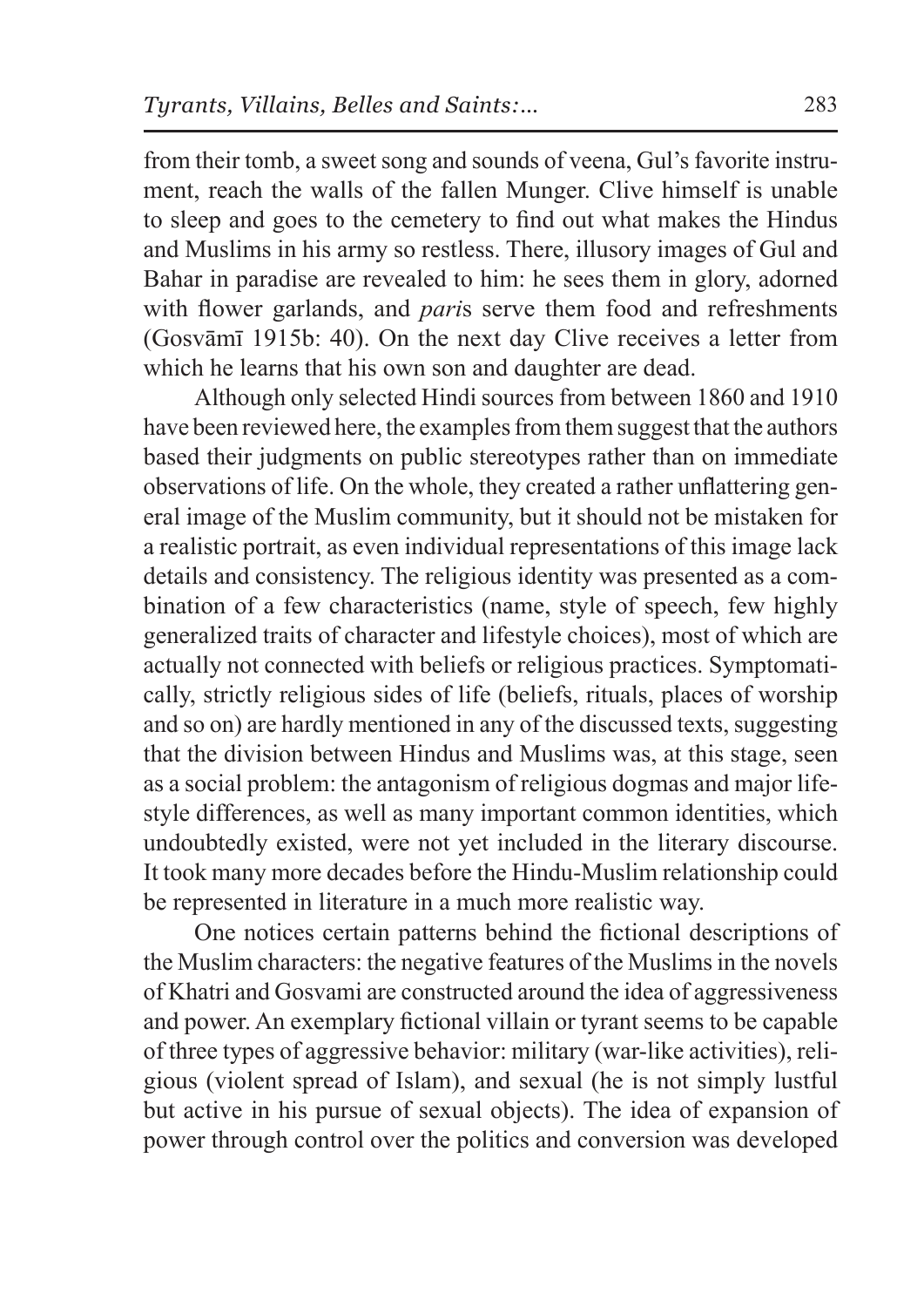from their tomb, a sweet song and sounds of veena, Gul's favorite instrument, reach the walls of the fallen Munger. Clive himself is unable to sleep and goes to the cemetery to find out what makes the Hindus and Muslims in his army so restless. There, illusory images of Gul and Bahar in paradise are revealed to him: he sees them in glory, adorned with flower garlands, and *pari*s serve them food and refreshments (Gosvāmī 1915b: 40). On the next day Clive receives a letter from which he learns that his own son and daughter are dead.

Although only selected Hindi sources from between 1860 and 1910 have been reviewed here, the examples from them suggest that the authors based their judgments on public stereotypes rather than on immediate observations of life. On the whole, they created a rather unflattering general image of the Muslim community, but it should not be mistaken for a realistic portrait, as even individual representations of this image lack details and consistency. The religious identity was presented as a combination of a few characteristics (name, style of speech, few highly generalized traits of character and lifestyle choices), most of which are actually not connected with beliefs or religious practices. Symptomatically, strictly religious sides of life (beliefs, rituals, places of worship and so on) are hardly mentioned in any of the discussed texts, suggesting that the division between Hindus and Muslims was, at this stage, seen as a social problem: the antagonism of religious dogmas and major lifestyle differences, as well as many important common identities, which undoubtedly existed, were not yet included in the literary discourse. It took many more decades before the Hindu-Muslim relationship could be represented in literature in a much more realistic way.

One notices certain patterns behind the fictional descriptions of the Muslim characters: the negative features of the Muslims in the novels of Khatri and Gosvami are constructed around the idea of aggressiveness and power. An exemplary fictional villain or tyrant seems to be capable of three types of aggressive behavior: military (war-like activities), religious (violent spread of Islam), and sexual (he is not simply lustful but active in his pursue of sexual objects). The idea of expansion of power through control over the politics and conversion was developed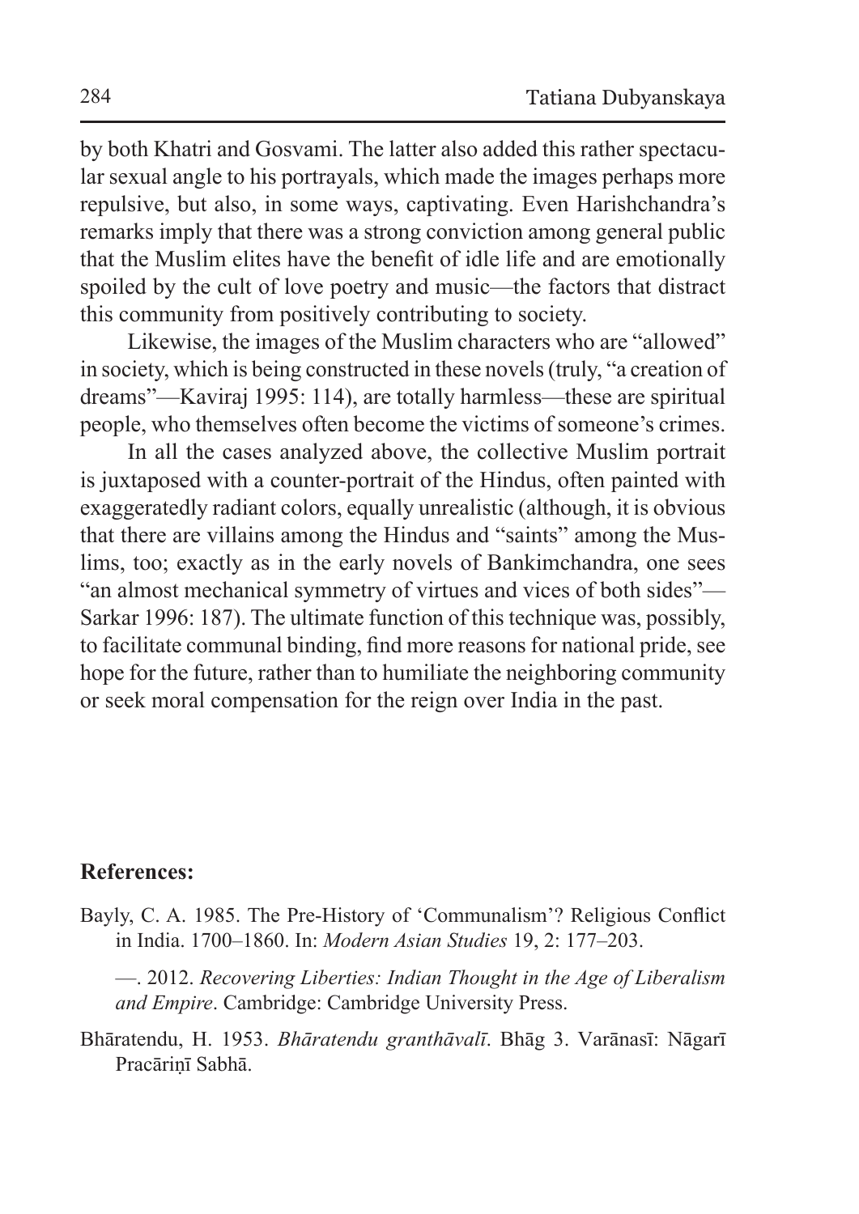by both Khatri and Gosvami. The latter also added this rather spectacular sexual angle to his portrayals, which made the images perhaps more repulsive, but also, in some ways, captivating. Even Harishchandra's remarks imply that there was a strong conviction among general public that the Muslim elites have the benefit of idle life and are emotionally spoiled by the cult of love poetry and music—the factors that distract this community from positively contributing to society.

Likewise, the images of the Muslim characters who are "allowed" in society, which is being constructed in these novels (truly, "a creation of dreams"—Kaviraj 1995: 114), are totally harmless—these are spiritual people, who themselves often become the victims of someone's crimes.

In all the cases analyzed above, the collective Muslim portrait is juxtaposed with a counter-portrait of the Hindus, often painted with exaggeratedly radiant colors, equally unrealistic (although, it is obvious that there are villains among the Hindus and "saints" among the Muslims, too; exactly as in the early novels of Bankimchandra, one sees "an almost mechanical symmetry of virtues and vices of both sides"—Sarkar 1996: 187). The ultimate function of this technique was, possibly, to facilitate communal binding, find more reasons for national pride, see hope for the future, rather than to humiliate the neighboring community or seek moral compensation for the reign over India in the past.

## References:

Bayly, C. A. 1985. The Pre-History of 'Communalism'? Religious Conflict in India. 1700–1860. In: *Modern Asian Studies* 19, 2: 177–203.

—. 2012. *Recovering Liberties: Indian Thought in the Age of Liberalism and Empire*. Cambridge: Cambridge University Press.

Bhāratendu, H. 1953. *Bhāratendu granthāvalī*. Bhāg 3. Varānasī: Nāgarī Pracāriṇī Sabhā.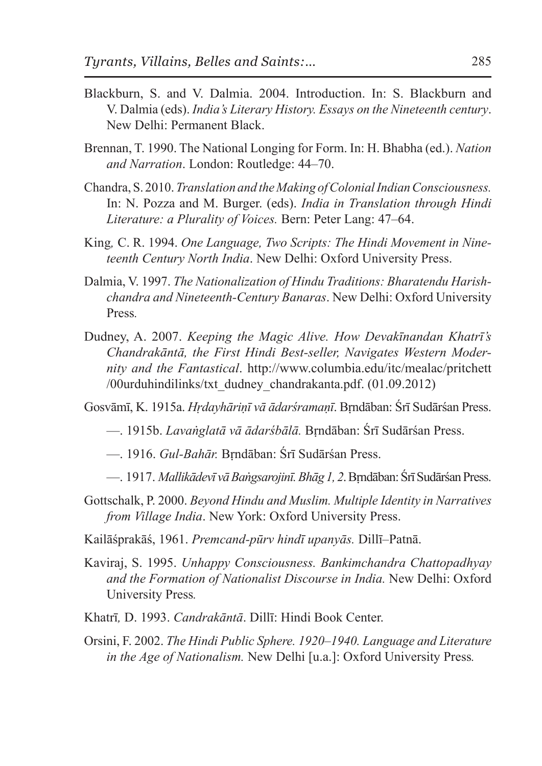Blackburn, S. and V. Dalmia. 2004. Introduction. In: S. Blackburn and V. Dalmia (eds). *India's Literary History. Essays on the Nineteenth century*. New Delhi: Permanent Black.

Brennan, T. 1990. The National Longing for Form. In: H. Bhabha (ed.). *Nation and Narration*. London: Routledge: 44–70.

Chandra, S. 2010. *Translation and the Making of Colonial Indian Consciousness.* In: N. Pozza and M. Burger. (eds). *India in Translation through Hindi Literature: a Plurality of Voices.* Bern: Peter Lang: 47–64.

King, C. R. 1994. *One Language, Two Scripts: The Hindi Movement in Nineteenth Century North India*. New Delhi: Oxford University Press.

Dalmia, V. 1997. *The Nationalization of Hindu Traditions: Bharatendu Harishchandra and Nineteenth-Century Banaras*. New Delhi: Oxford University Press.

Dudney, A. 2007. *Keeping the Magic Alive. How Devakīnandan Khatrī's Chandrakāntā, the First Hindi Best-seller, Navigates Western Modernity and the Fantastical*. http://www.columbia.edu/itc/mealac/pritchett/00urduhindilinks/txt_dudney_chandrakanta.pdf. (01.09.2012)

Gosvāmī, K. 1915a. *Hṛdayhāriṇī vā ādarśramaṇī*. Bṛndāban: Śrī Sudārśan Press.

—. 1915b. *Lavaṅglatā vā ādarśbālā.* Bṛndāban: Śrī Sudārśan Press.

—. 1916. *Gul-Bahār.* Bṛndāban: Śrī Sudārśan Press.

—. 1917. *Mallikādevī vā Baṅgsarojinī. Bhāg 1, 2*. Bṛndāban: Śrī Sudārśan Press.

Gottschalk, P. 2000. *Beyond Hindu and Muslim. Multiple Identity in Narratives from Village India*. New York: Oxford University Press.

Kailāśprakāś, 1961. *Premcand-pūrv hindī upanyās.* Dillī–Patnā.

Kaviraj, S. 1995. *Unhappy Consciousness. Bankimchandra Chattopadhyay and the Formation of Nationalist Discourse in India.* New Delhi: Oxford University Press.

Khatrī, D. 1993. *Candrakāntā*. Dillī: Hindi Book Center.

Orsini, F. 2002. *The Hindi Public Sphere. 1920–1940. Language and Literature in the Age of Nationalism.* New Delhi [u.a.]: Oxford University Press.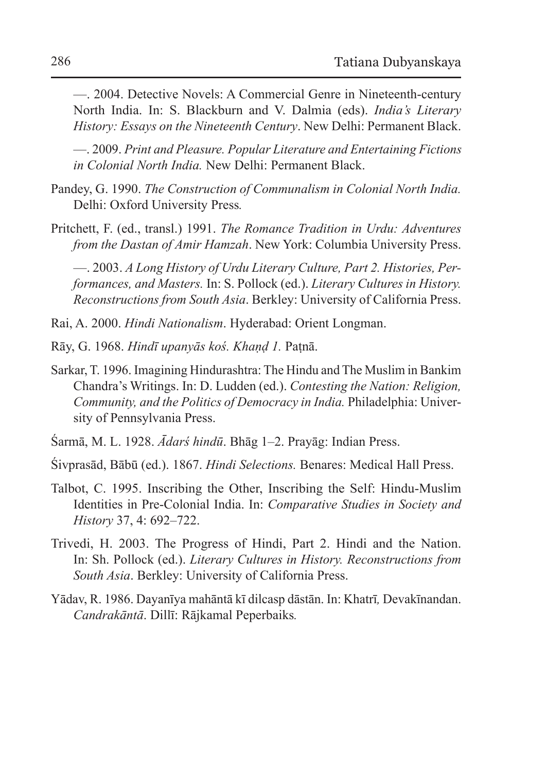—. 2004. Detective Novels: A Commercial Genre in Nineteenth-century North India. In: S. Blackburn and V. Dalmia (eds). *India's Literary History: Essays on the Nineteenth Century*. New Delhi: Permanent Black.

—. 2009. *Print and Pleasure. Popular Literature and Entertaining Fictions in Colonial North India.* New Delhi: Permanent Black.

Pandey, G. 1990. *The Construction of Communalism in Colonial North India.* Delhi: Oxford University Press.

Pritchett, F. (ed., transl.) 1991. *The Romance Tradition in Urdu: Adventures from the Dastan of Amir Hamzah*. New York: Columbia University Press.

—. 2003. *A Long History of Urdu Literary Culture, Part 2. Histories, Performances, and Masters.* In: S. Pollock (ed.). *Literary Cultures in History. Reconstructions from South Asia*. Berkley: University of California Press.

Rai, A. 2000. *Hindi Nationalism*. Hyderabad: Orient Longman.

Rāy, G. 1968. *Hindī upanyās koś. Khaṇḍ 1.* Paṭnā.

Sarkar, T. 1996. Imagining Hindurashtra: The Hindu and The Muslim in Bankim Chandra's Writings. In: D. Ludden (ed.). *Contesting the Nation: Religion, Community, and the Politics of Democracy in India.* Philadelphia: University of Pennsylvania Press.

Śarmā, M. L. 1928. *Ādarś hindū*. Bhāg 1–2. Prayāg: Indian Press.

Śivprasād, Bābū (ed.). 1867. *Hindi Selections.* Benares: Medical Hall Press.

Talbot, C. 1995. Inscribing the Other, Inscribing the Self: Hindu-Muslim Identities in Pre-Colonial India. In: *Comparative Studies in Society and History* 37, 4: 692–722.

Trivedi, H. 2003. The Progress of Hindi, Part 2. Hindi and the Nation. In: Sh. Pollock (ed.). *Literary Cultures in History. Reconstructions from South Asia*. Berkley: University of California Press.

Yādav, R. 1986. Dayanīya mahāntā kī dilcasp dāstān. In: Khatrī*,* Devakīnandan. *Candrakāntā*. Dillī: Rājkamal Peperbaiks*.*